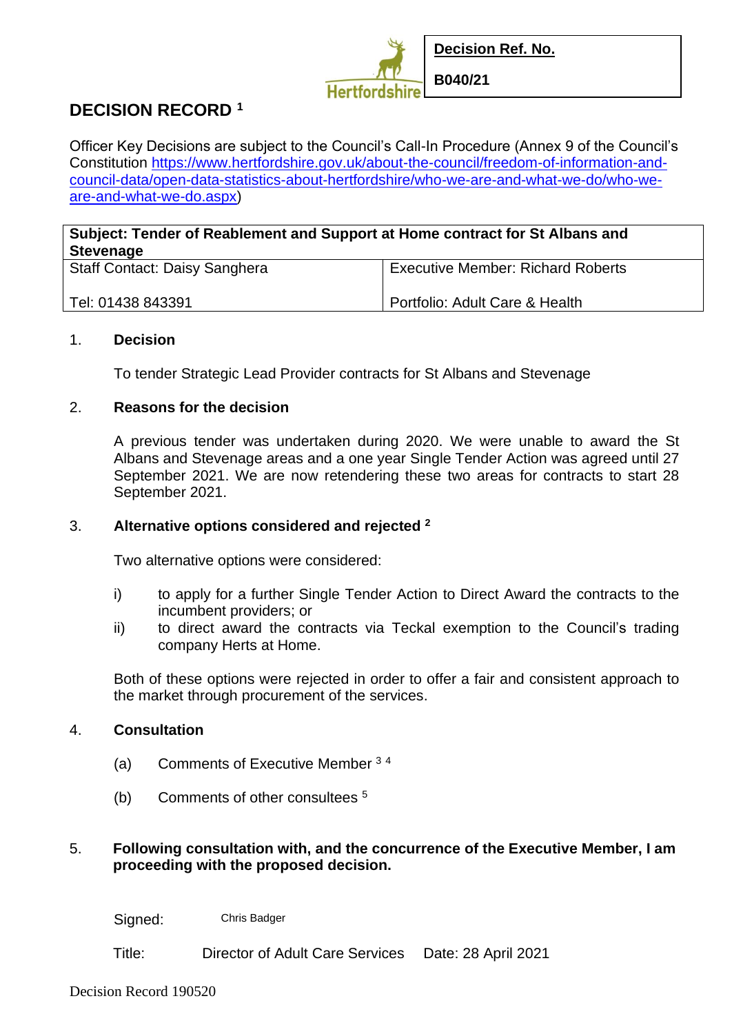Hertfordshire

| **Decision Ref. No.** |
|---|
| **B040/21** |

# DECISION RECORD [1]

Officer Key Decisions are subject to the Council's Call-In Procedure (Annex 9 of the Council's Constitution [https://www.hertfordshire.gov.uk/about-the-council/freedom-of-information-and-council-data/open-data-statistics-about-hertfordshire/who-we-are-and-what-we-do/who-we-are-and-what-we-do.aspx](https://www.hertfordshire.gov.uk/about-the-council/freedom-of-information-and-council-data/open-data-statistics-about-hertfordshire/who-we-are-and-what-we-do/who-we-are-and-what-we-do.aspx))

| **Subject: Tender of Reablement and Support at Home contract for St Albans and Stevenage** | |
|---|---|
| Staff Contact: Daisy Sanghera<br><br>Tel: 01438 843391 | Executive Member: Richard Roberts<br><br>Portfolio: Adult Care & Health |

1. **Decision**

   To tender Strategic Lead Provider contracts for St Albans and Stevenage

2. **Reasons for the decision**

   A previous tender was undertaken during 2020. We were unable to award the St Albans and Stevenage areas and a one year Single Tender Action was agreed until 27 September 2021. We are now retendering these two areas for contracts to start 28 September 2021.

3. **Alternative options considered and rejected [2]**

   Two alternative options were considered:

   i) to apply for a further Single Tender Action to Direct Award the contracts to the incumbent providers; or
   
   ii) to direct award the contracts via Teckal exemption to the Council's trading company Herts at Home.

   Both of these options were rejected in order to offer a fair and consistent approach to the market through procurement of the services.

4. **Consultation**

   (a) Comments of Executive Member [3] [4]

   (b) Comments of other consultees [5]

5. **Following consultation with, and the concurrence of the Executive Member, I am proceeding with the proposed decision.**

Signed: Chris Badger

Title: Director of Adult Care Services    Date: 28 April 2021

Decision Record 190520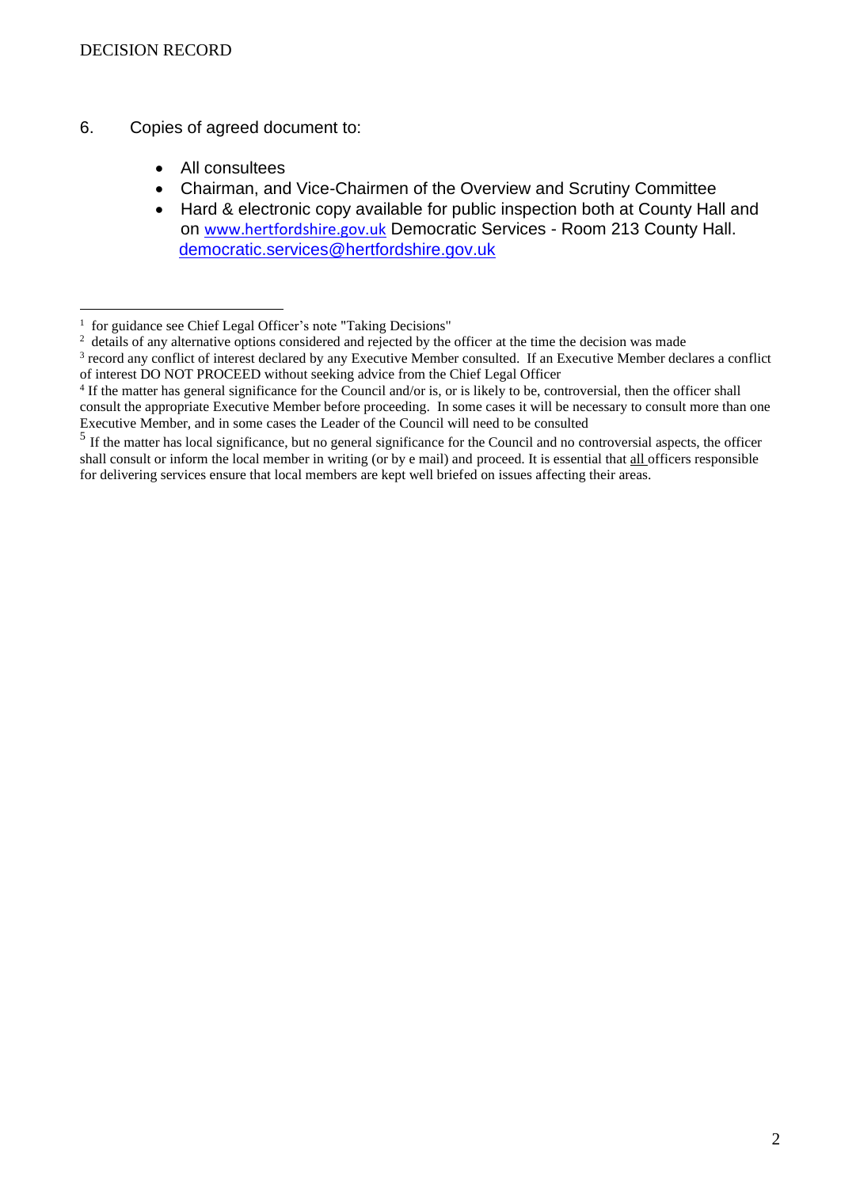6. Copies of agreed document to:

- All consultees
- Chairman, and Vice-Chairmen of the Overview and Scrutiny Committee
- Hard & electronic copy available for public inspection both at County Hall and on www.hertfordshire.gov.uk Democratic Services - Room 213 County Hall. democratic.services@hertfordshire.gov.uk

---

[1] for guidance see Chief Legal Officer's note "Taking Decisions"

[2] details of any alternative options considered and rejected by the officer at the time the decision was made

[3] record any conflict of interest declared by any Executive Member consulted. If an Executive Member declares a conflict of interest DO NOT PROCEED without seeking advice from the Chief Legal Officer

[4] If the matter has general significance for the Council and/or is, or is likely to be, controversial, then the officer shall consult the appropriate Executive Member before proceeding. In some cases it will be necessary to consult more than one Executive Member, and in some cases the Leader of the Council will need to be consulted

[5] If the matter has local significance, but no general significance for the Council and no controversial aspects, the officer shall consult or inform the local member in writing (or by e mail) and proceed. It is essential that <u>all</u> officers responsible for delivering services ensure that local members are kept well briefed on issues affecting their areas.